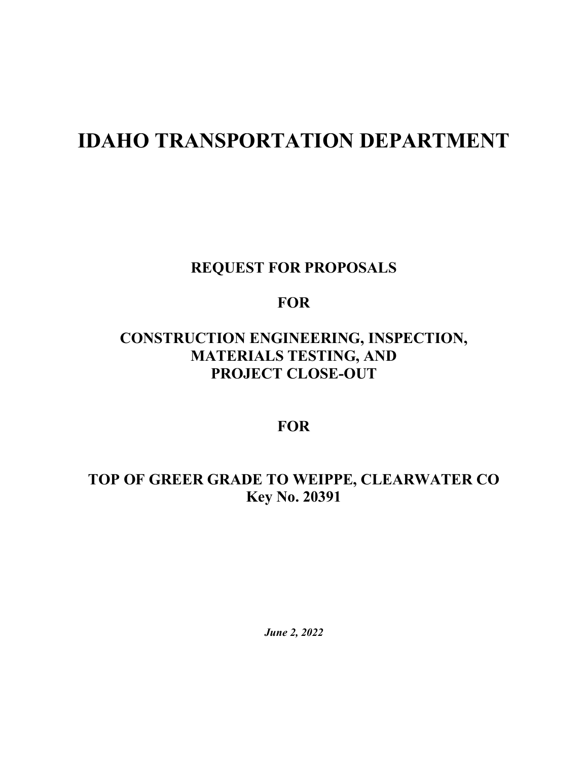# IDAHO TRANSPORTATION DEPARTMENT

## REQUEST FOR PROPOSALS

## FOR

## CONSTRUCTION ENGINEERING, INSPECTION, MATERIALS TESTING, AND PROJECT CLOSE-OUT

## FOR

## TOP OF GREER GRADE TO WEIPPE, CLEARWATER CO Key No. 20391

***June 2, 2022***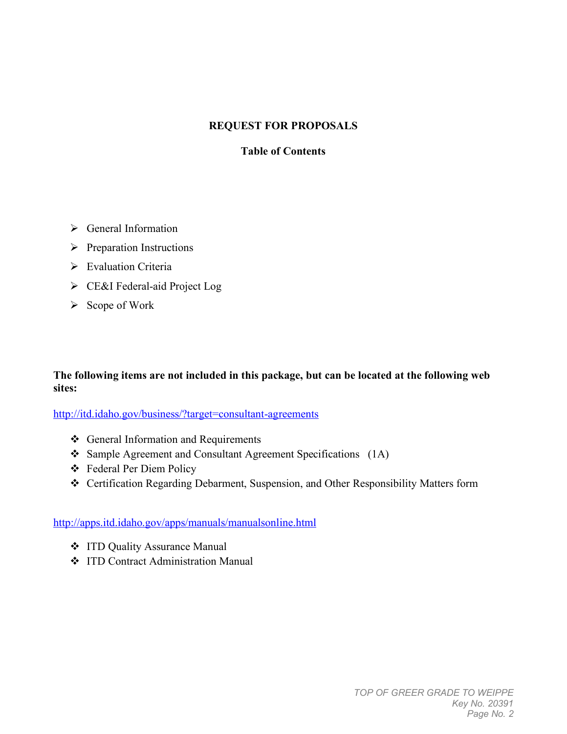# REQUEST FOR PROPOSALS

## Table of Contents

- General Information
- Preparation Instructions
- Evaluation Criteria
- CE&I Federal-aid Project Log
- Scope of Work

**The following items are not included in this package, but can be located at the following web sites:**

http://itd.idaho.gov/business/?target=consultant-agreements

- General Information and Requirements
- Sample Agreement and Consultant Agreement Specifications (1A)
- Federal Per Diem Policy
- Certification Regarding Debarment, Suspension, and Other Responsibility Matters form

http://apps.itd.idaho.gov/apps/manuals/manualsonline.html

- ITD Quality Assurance Manual
- ITD Contract Administration Manual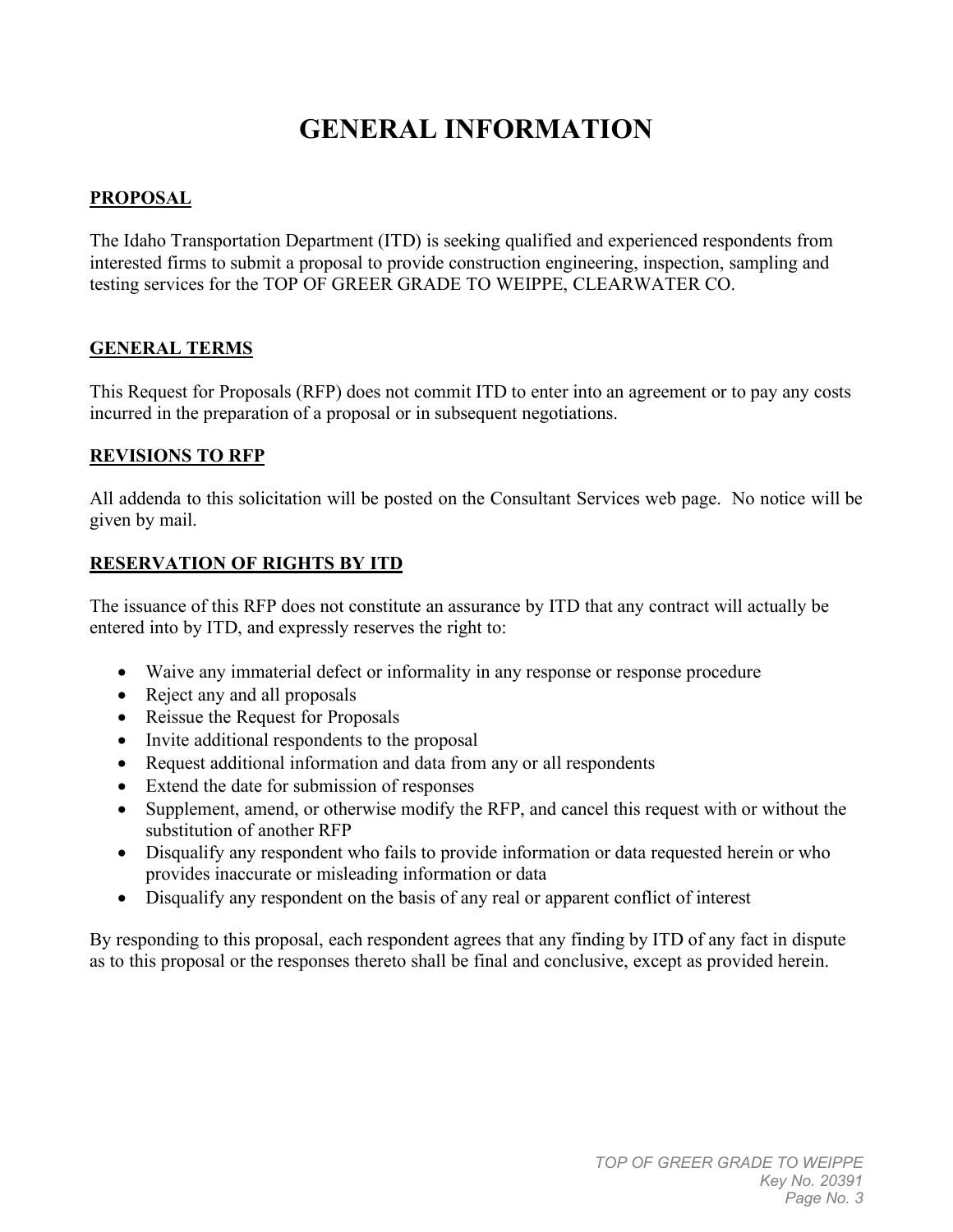# GENERAL INFORMATION

## PROPOSAL

The Idaho Transportation Department (ITD) is seeking qualified and experienced respondents from interested firms to submit a proposal to provide construction engineering, inspection, sampling and testing services for the TOP OF GREER GRADE TO WEIPPE, CLEARWATER CO.

## GENERAL TERMS

This Request for Proposals (RFP) does not commit ITD to enter into an agreement or to pay any costs incurred in the preparation of a proposal or in subsequent negotiations.

## REVISIONS TO RFP

All addenda to this solicitation will be posted on the Consultant Services web page. No notice will be given by mail.

## RESERVATION OF RIGHTS BY ITD

The issuance of this RFP does not constitute an assurance by ITD that any contract will actually be entered into by ITD, and expressly reserves the right to:

- Waive any immaterial defect or informality in any response or response procedure
- Reject any and all proposals
- Reissue the Request for Proposals
- Invite additional respondents to the proposal
- Request additional information and data from any or all respondents
- Extend the date for submission of responses
- Supplement, amend, or otherwise modify the RFP, and cancel this request with or without the substitution of another RFP
- Disqualify any respondent who fails to provide information or data requested herein or who provides inaccurate or misleading information or data
- Disqualify any respondent on the basis of any real or apparent conflict of interest

By responding to this proposal, each respondent agrees that any finding by ITD of any fact in dispute as to this proposal or the responses thereto shall be final and conclusive, except as provided herein.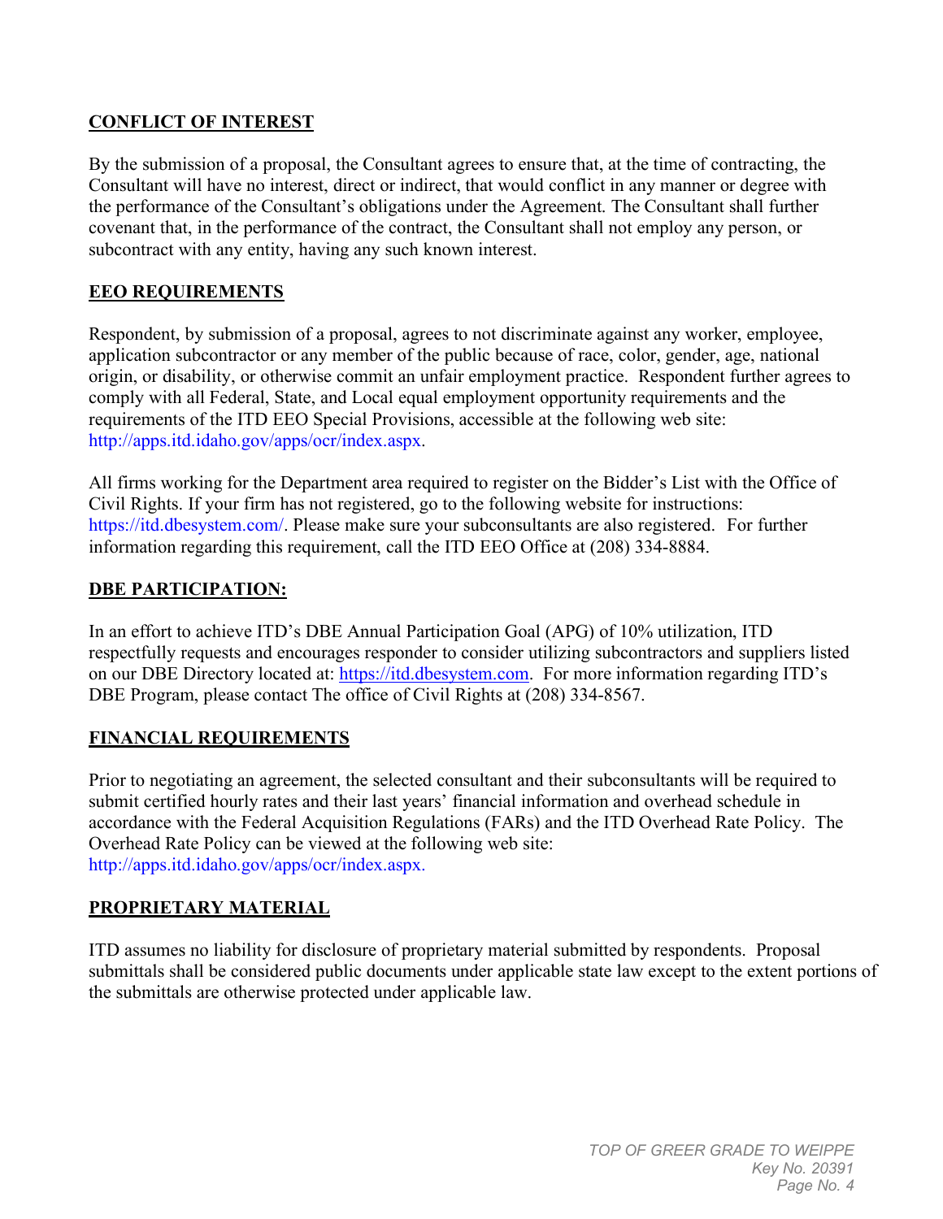## CONFLICT OF INTEREST

By the submission of a proposal, the Consultant agrees to ensure that, at the time of contracting, the Consultant will have no interest, direct or indirect, that would conflict in any manner or degree with the performance of the Consultant's obligations under the Agreement. The Consultant shall further covenant that, in the performance of the contract, the Consultant shall not employ any person, or subcontract with any entity, having any such known interest.

## EEO REQUIREMENTS

Respondent, by submission of a proposal, agrees to not discriminate against any worker, employee, application subcontractor or any member of the public because of race, color, gender, age, national origin, or disability, or otherwise commit an unfair employment practice. Respondent further agrees to comply with all Federal, State, and Local equal employment opportunity requirements and the requirements of the ITD EEO Special Provisions, accessible at the following web site: http://apps.itd.idaho.gov/apps/ocr/index.aspx.

All firms working for the Department area required to register on the Bidder's List with the Office of Civil Rights. If your firm has not registered, go to the following website for instructions: https://itd.dbesystem.com/. Please make sure your subconsultants are also registered. For further information regarding this requirement, call the ITD EEO Office at (208) 334-8884.

## DBE PARTICIPATION:

In an effort to achieve ITD's DBE Annual Participation Goal (APG) of 10% utilization, ITD respectfully requests and encourages responder to consider utilizing subcontractors and suppliers listed on our DBE Directory located at: https://itd.dbesystem.com. For more information regarding ITD's DBE Program, please contact The office of Civil Rights at (208) 334-8567.

## FINANCIAL REQUIREMENTS

Prior to negotiating an agreement, the selected consultant and their subconsultants will be required to submit certified hourly rates and their last years' financial information and overhead schedule in accordance with the Federal Acquisition Regulations (FARs) and the ITD Overhead Rate Policy. The Overhead Rate Policy can be viewed at the following web site: http://apps.itd.idaho.gov/apps/ocr/index.aspx.

## PROPRIETARY MATERIAL

ITD assumes no liability for disclosure of proprietary material submitted by respondents. Proposal submittals shall be considered public documents under applicable state law except to the extent portions of the submittals are otherwise protected under applicable law.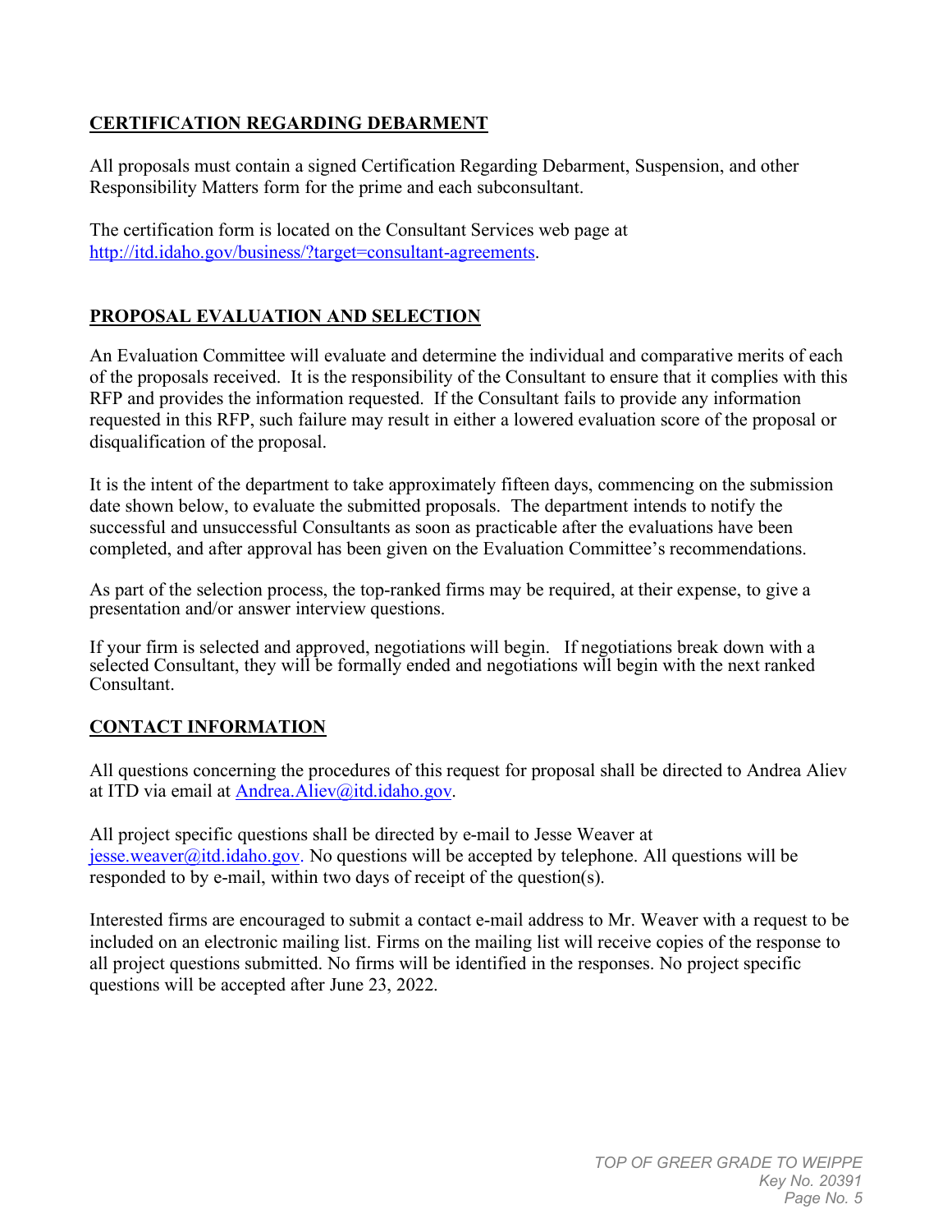## CERTIFICATION REGARDING DEBARMENT

All proposals must contain a signed Certification Regarding Debarment, Suspension, and other Responsibility Matters form for the prime and each subconsultant.

The certification form is located on the Consultant Services web page at http://itd.idaho.gov/business/?target=consultant-agreements.

## PROPOSAL EVALUATION AND SELECTION

An Evaluation Committee will evaluate and determine the individual and comparative merits of each of the proposals received. It is the responsibility of the Consultant to ensure that it complies with this RFP and provides the information requested. If the Consultant fails to provide any information requested in this RFP, such failure may result in either a lowered evaluation score of the proposal or disqualification of the proposal.

It is the intent of the department to take approximately fifteen days, commencing on the submission date shown below, to evaluate the submitted proposals. The department intends to notify the successful and unsuccessful Consultants as soon as practicable after the evaluations have been completed, and after approval has been given on the Evaluation Committee's recommendations.

As part of the selection process, the top-ranked firms may be required, at their expense, to give a presentation and/or answer interview questions.

If your firm is selected and approved, negotiations will begin. If negotiations break down with a selected Consultant, they will be formally ended and negotiations will begin with the next ranked Consultant.

## CONTACT INFORMATION

All questions concerning the procedures of this request for proposal shall be directed to Andrea Aliev at ITD via email at Andrea.Aliev@itd.idaho.gov.

All project specific questions shall be directed by e-mail to Jesse Weaver at jesse.weaver@itd.idaho.gov. No questions will be accepted by telephone. All questions will be responded to by e-mail, within two days of receipt of the question(s).

Interested firms are encouraged to submit a contact e-mail address to Mr. Weaver with a request to be included on an electronic mailing list. Firms on the mailing list will receive copies of the response to all project questions submitted. No firms will be identified in the responses. No project specific questions will be accepted after June 23, 2022.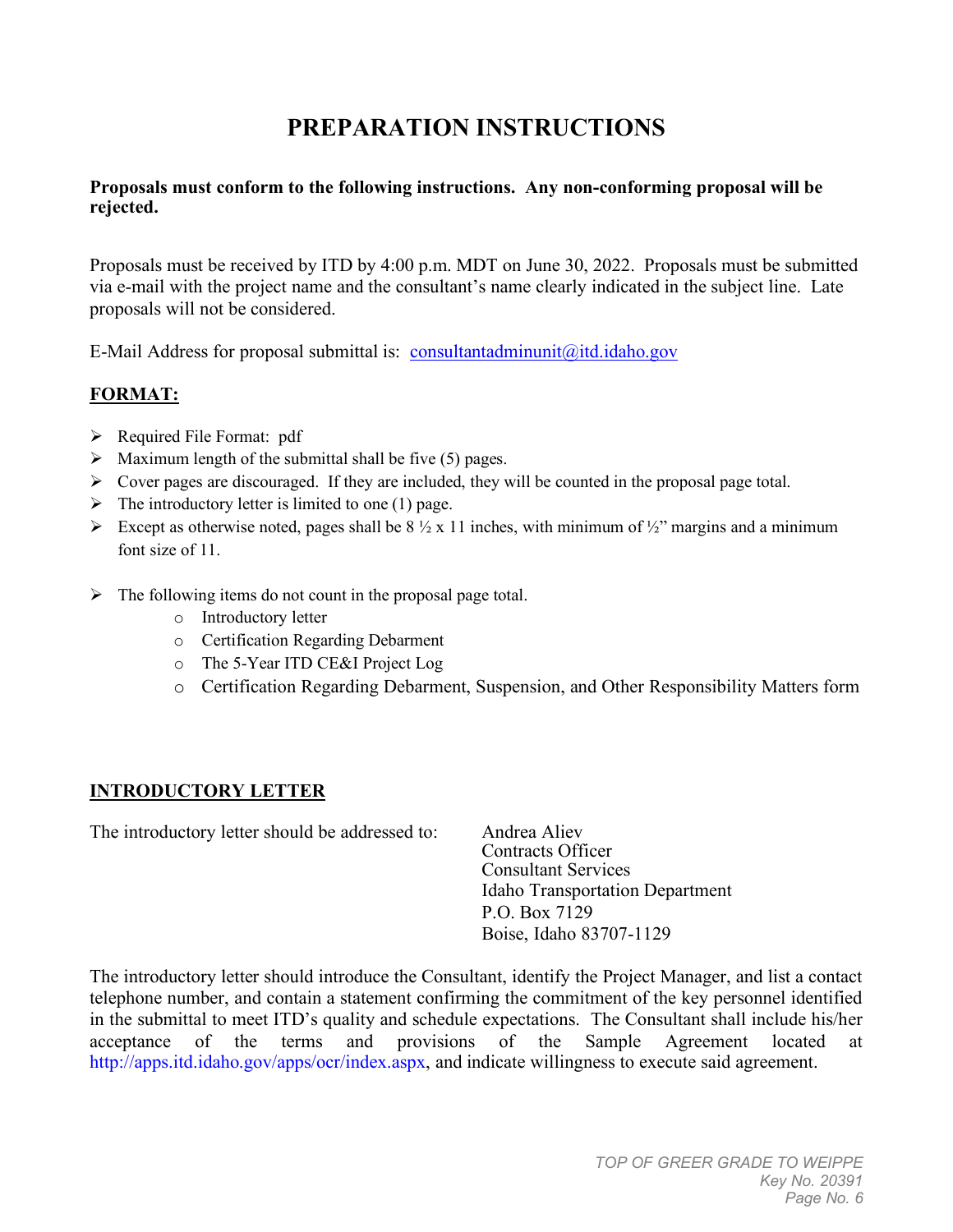# PREPARATION INSTRUCTIONS

**Proposals must conform to the following instructions. Any non-conforming proposal will be rejected.**

Proposals must be received by ITD by 4:00 p.m. MDT on June 30, 2022. Proposals must be submitted via e-mail with the project name and the consultant's name clearly indicated in the subject line. Late proposals will not be considered.

E-Mail Address for proposal submittal is: consultantadminunit@itd.idaho.gov

## FORMAT:

- Required File Format: pdf
- Maximum length of the submittal shall be five (5) pages.
- Cover pages are discouraged. If they are included, they will be counted in the proposal page total.
- The introductory letter is limited to one (1) page.
- Except as otherwise noted, pages shall be 8 ½ x 11 inches, with minimum of ½" margins and a minimum font size of 11.
- The following items do not count in the proposal page total.
  - Introductory letter
  - Certification Regarding Debarment
  - The 5-Year ITD CE&I Project Log
  - Certification Regarding Debarment, Suspension, and Other Responsibility Matters form

## INTRODUCTORY LETTER

The introductory letter should be addressed to:

Andrea Aliev
Contracts Officer
Consultant Services
Idaho Transportation Department
P.O. Box 7129
Boise, Idaho 83707-1129

The introductory letter should introduce the Consultant, identify the Project Manager, and list a contact telephone number, and contain a statement confirming the commitment of the key personnel identified in the submittal to meet ITD's quality and schedule expectations. The Consultant shall include his/her acceptance of the terms and provisions of the Sample Agreement located at http://apps.itd.idaho.gov/apps/ocr/index.aspx, and indicate willingness to execute said agreement.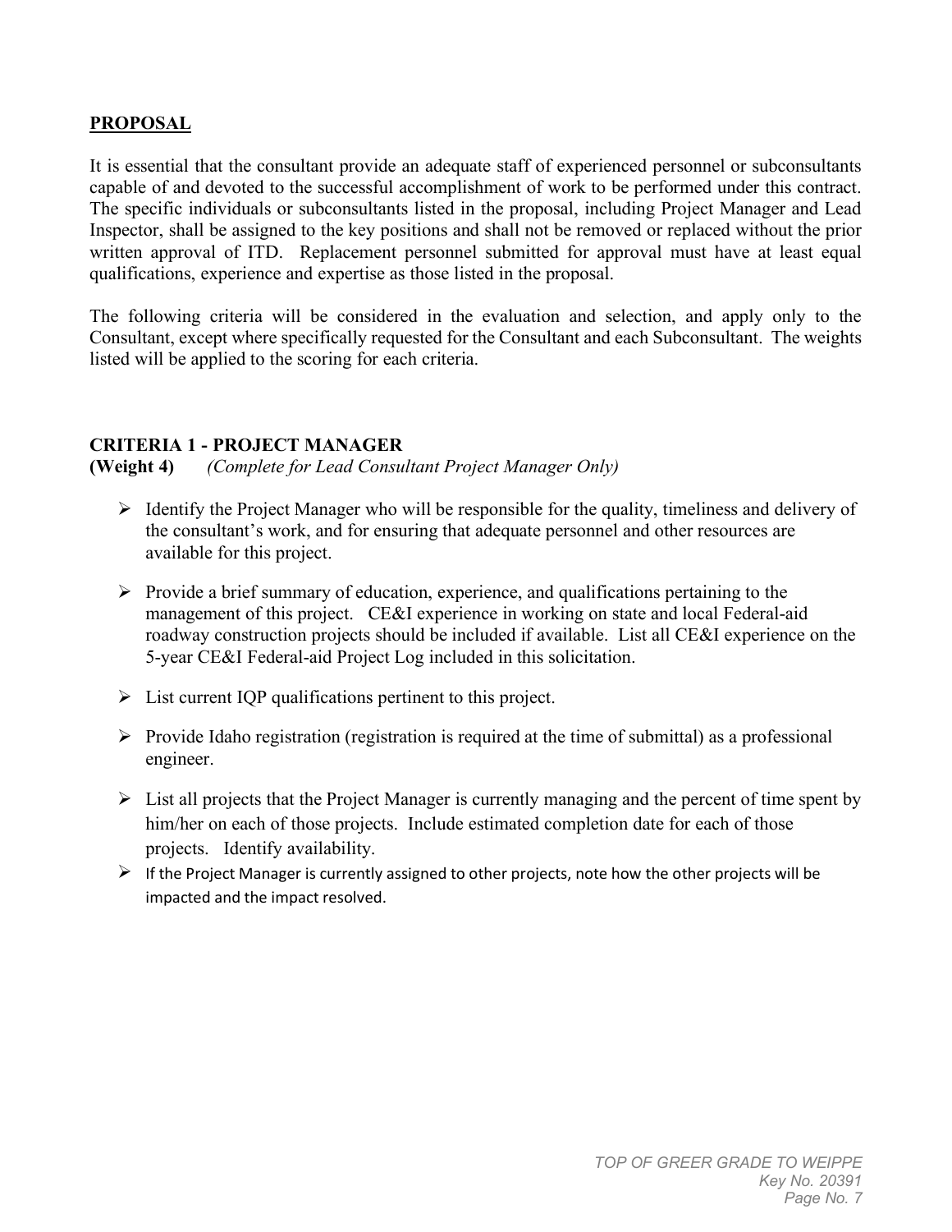## PROPOSAL

It is essential that the consultant provide an adequate staff of experienced personnel or subconsultants capable of and devoted to the successful accomplishment of work to be performed under this contract. The specific individuals or subconsultants listed in the proposal, including Project Manager and Lead Inspector, shall be assigned to the key positions and shall not be removed or replaced without the prior written approval of ITD. Replacement personnel submitted for approval must have at least equal qualifications, experience and expertise as those listed in the proposal.

The following criteria will be considered in the evaluation and selection, and apply only to the Consultant, except where specifically requested for the Consultant and each Subconsultant. The weights listed will be applied to the scoring for each criteria.

### CRITERIA 1 - PROJECT MANAGER

**(Weight 4)** *(Complete for Lead Consultant Project Manager Only)*

- Identify the Project Manager who will be responsible for the quality, timeliness and delivery of the consultant's work, and for ensuring that adequate personnel and other resources are available for this project.
- Provide a brief summary of education, experience, and qualifications pertaining to the management of this project. CE&I experience in working on state and local Federal-aid roadway construction projects should be included if available. List all CE&I experience on the 5-year CE&I Federal-aid Project Log included in this solicitation.
- List current IQP qualifications pertinent to this project.
- Provide Idaho registration (registration is required at the time of submittal) as a professional engineer.
- List all projects that the Project Manager is currently managing and the percent of time spent by him/her on each of those projects. Include estimated completion date for each of those projects. Identify availability.
- If the Project Manager is currently assigned to other projects, note how the other projects will be impacted and the impact resolved.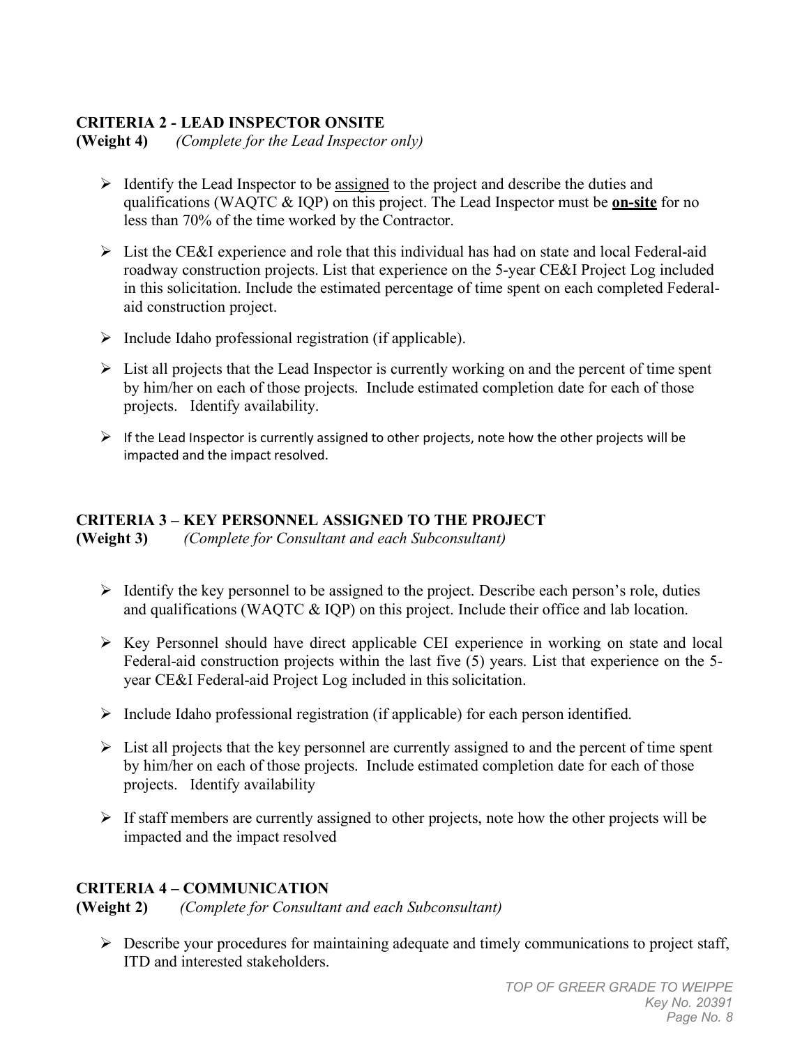## CRITERIA 2 - LEAD INSPECTOR ONSITE

**(Weight 4)** *(Complete for the Lead Inspector only)*

- Identify the Lead Inspector to be assigned to the project and describe the duties and qualifications (WAQTC & IQP) on this project. The Lead Inspector must be **on-site** for no less than 70% of the time worked by the Contractor.
- List the CE&I experience and role that this individual has had on state and local Federal-aid roadway construction projects. List that experience on the 5-year CE&I Project Log included in this solicitation. Include the estimated percentage of time spent on each completed Federal-aid construction project.
- Include Idaho professional registration (if applicable).
- List all projects that the Lead Inspector is currently working on and the percent of time spent by him/her on each of those projects. Include estimated completion date for each of those projects. Identify availability.
- If the Lead Inspector is currently assigned to other projects, note how the other projects will be impacted and the impact resolved.

## CRITERIA 3 – KEY PERSONNEL ASSIGNED TO THE PROJECT

**(Weight 3)** *(Complete for Consultant and each Subconsultant)*

- Identify the key personnel to be assigned to the project. Describe each person's role, duties and qualifications (WAQTC & IQP) on this project. Include their office and lab location.
- Key Personnel should have direct applicable CEI experience in working on state and local Federal-aid construction projects within the last five (5) years. List that experience on the 5-year CE&I Federal-aid Project Log included in this solicitation.
- Include Idaho professional registration (if applicable) for each person identified.
- List all projects that the key personnel are currently assigned to and the percent of time spent by him/her on each of those projects. Include estimated completion date for each of those projects. Identify availability
- If staff members are currently assigned to other projects, note how the other projects will be impacted and the impact resolved

## CRITERIA 4 – COMMUNICATION

**(Weight 2)** *(Complete for Consultant and each Subconsultant)*

- Describe your procedures for maintaining adequate and timely communications to project staff, ITD and interested stakeholders.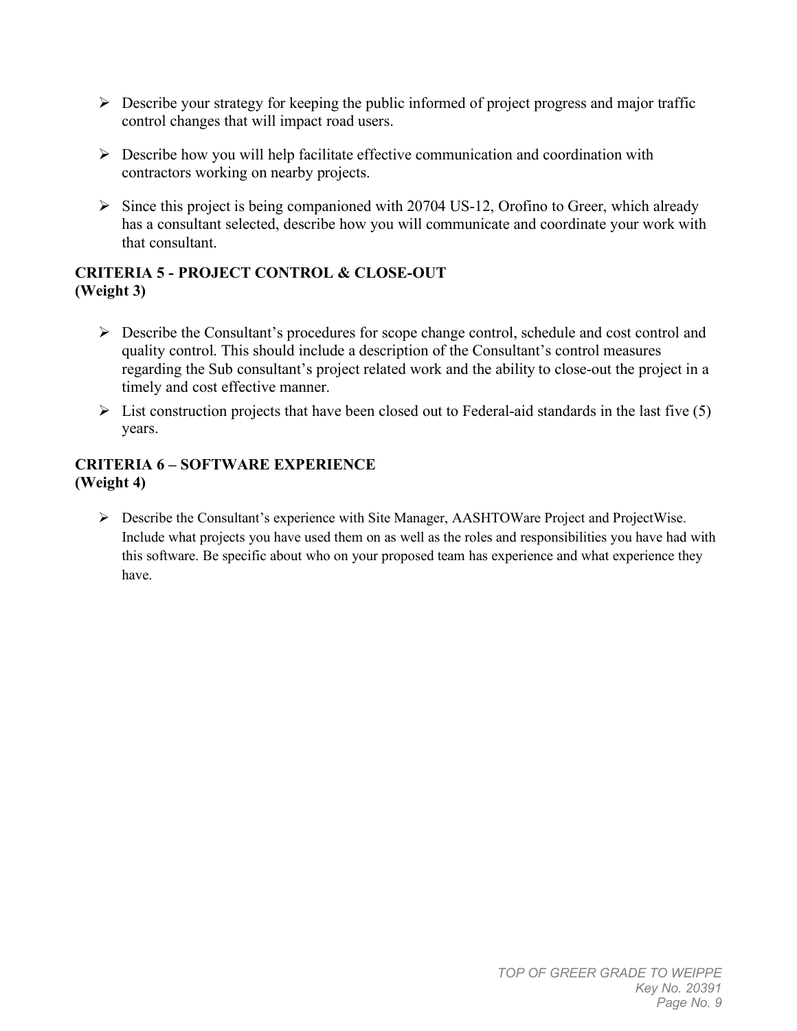- Describe your strategy for keeping the public informed of project progress and major traffic control changes that will impact road users.

- Describe how you will help facilitate effective communication and coordination with contractors working on nearby projects.

- Since this project is being companioned with 20704 US-12, Orofino to Greer, which already has a consultant selected, describe how you will communicate and coordinate your work with that consultant.

### CRITERIA 5 - PROJECT CONTROL & CLOSE-OUT
### (Weight 3)

- Describe the Consultant's procedures for scope change control, schedule and cost control and quality control. This should include a description of the Consultant's control measures regarding the Sub consultant's project related work and the ability to close-out the project in a timely and cost effective manner.
- List construction projects that have been closed out to Federal-aid standards in the last five (5) years.

### CRITERIA 6 – SOFTWARE EXPERIENCE
### (Weight 4)

- Describe the Consultant's experience with Site Manager, AASHTOWare Project and ProjectWise. Include what projects you have used them on as well as the roles and responsibilities you have had with this software. Be specific about who on your proposed team has experience and what experience they have.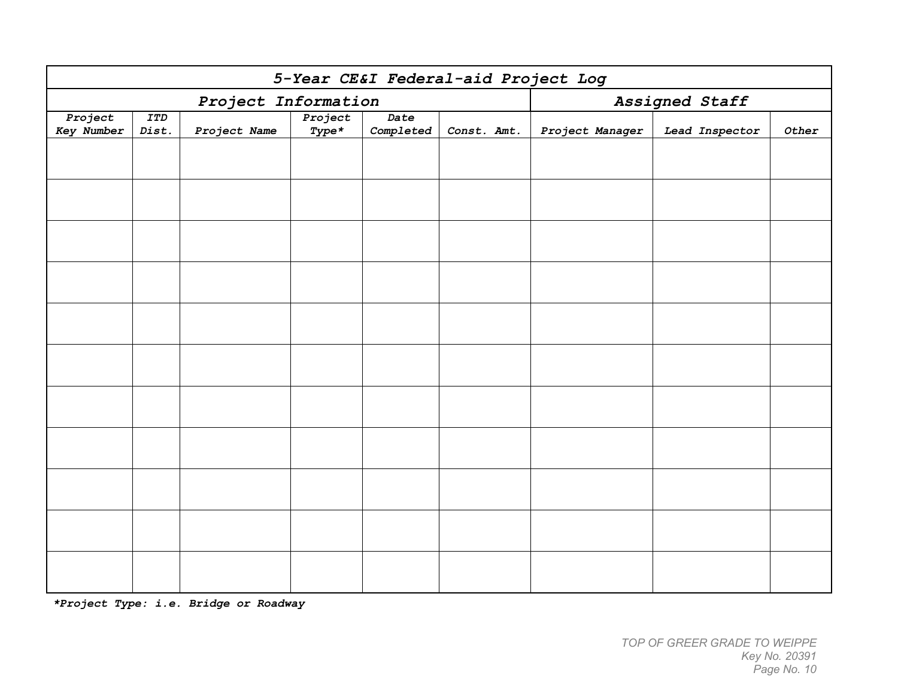| *5-Year CE&I Federal-aid Project Log* | | | | | | | | |
|---|---|---|---|---|---|---|---|---|
| *Project Information* | | | | | | *Assigned Staff* | | |
| *Project Key Number* | *ITD Dist.* | *Project Name* | *Project Type** | *Date Completed* | *Const. Amt.* | *Project Manager* | *Lead Inspector* | *Other* |
| | | | | | | | | |
| | | | | | | | | |
| | | | | | | | | |
| | | | | | | | | |
| | | | | | | | | |
| | | | | | | | | |
| | | | | | | | | |
| | | | | | | | | |
| | | | | | | | | |
| | | | | | | | | |
| | | | | | | | | |

***Project Type: i.e. Bridge or Roadway**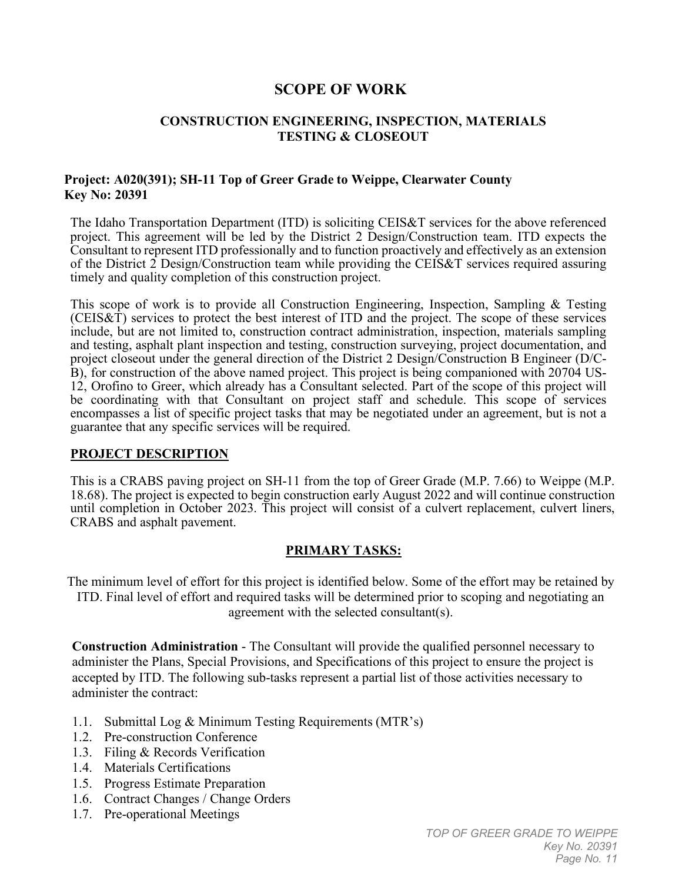# SCOPE OF WORK

## CONSTRUCTION ENGINEERING, INSPECTION, MATERIALS TESTING & CLOSEOUT

**Project: A020(391); SH-11 Top of Greer Grade to Weippe, Clearwater County**
**Key No: 20391**

The Idaho Transportation Department (ITD) is soliciting CEIS&T services for the above referenced project. This agreement will be led by the District 2 Design/Construction team. ITD expects the Consultant to represent ITD professionally and to function proactively and effectively as an extension of the District 2 Design/Construction team while providing the CEIS&T services required assuring timely and quality completion of this construction project.

This scope of work is to provide all Construction Engineering, Inspection, Sampling & Testing (CEIS&T) services to protect the best interest of ITD and the project. The scope of these services include, but are not limited to, construction contract administration, inspection, materials sampling and testing, asphalt plant inspection and testing, construction surveying, project documentation, and project closeout under the general direction of the District 2 Design/Construction B Engineer (D/C-B), for construction of the above named project. This project is being companioned with 20704 US-12, Orofino to Greer, which already has a Consultant selected. Part of the scope of this project will be coordinating with that Consultant on project staff and schedule. This scope of services encompasses a list of specific project tasks that may be negotiated under an agreement, but is not a guarantee that any specific services will be required.

## PROJECT DESCRIPTION

This is a CRABS paving project on SH-11 from the top of Greer Grade (M.P. 7.66) to Weippe (M.P. 18.68). The project is expected to begin construction early August 2022 and will continue construction until completion in October 2023. This project will consist of a culvert replacement, culvert liners, CRABS and asphalt pavement.

## PRIMARY TASKS:

The minimum level of effort for this project is identified below. Some of the effort may be retained by ITD. Final level of effort and required tasks will be determined prior to scoping and negotiating an agreement with the selected consultant(s).

**Construction Administration** - The Consultant will provide the qualified personnel necessary to administer the Plans, Special Provisions, and Specifications of this project to ensure the project is accepted by ITD. The following sub-tasks represent a partial list of those activities necessary to administer the contract:

- 1.1. Submittal Log & Minimum Testing Requirements (MTR's)
- 1.2. Pre-construction Conference
- 1.3. Filing & Records Verification
- 1.4. Materials Certifications
- 1.5. Progress Estimate Preparation
- 1.6. Contract Changes / Change Orders
- 1.7. Pre-operational Meetings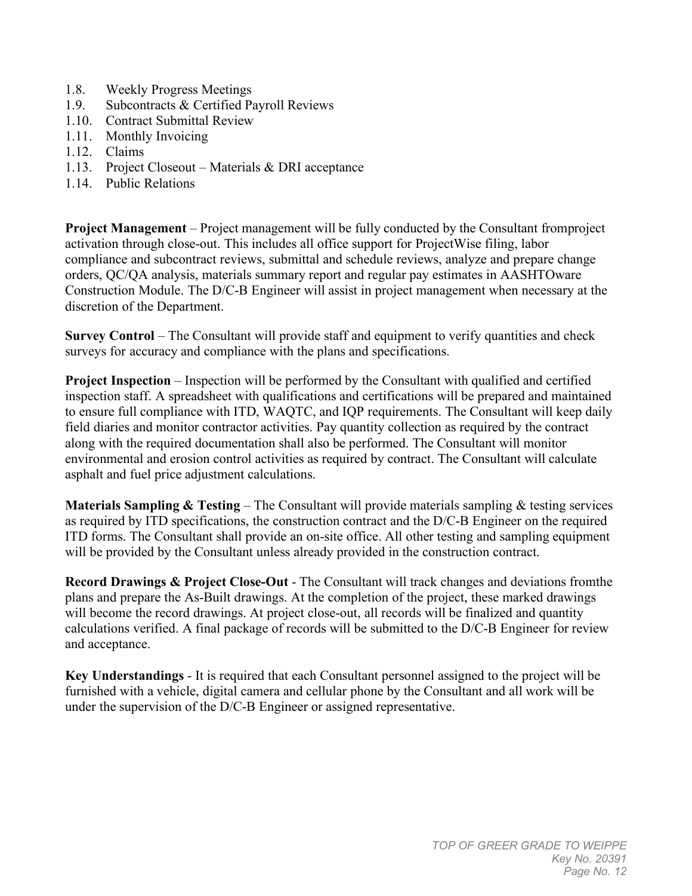1.8. Weekly Progress Meetings
1.9. Subcontracts & Certified Payroll Reviews
1.10. Contract Submittal Review
1.11. Monthly Invoicing
1.12. Claims
1.13. Project Closeout – Materials & DRI acceptance
1.14. Public Relations

**Project Management** – Project management will be fully conducted by the Consultant fromproject activation through close-out. This includes all office support for ProjectWise filing, labor compliance and subcontract reviews, submittal and schedule reviews, analyze and prepare change orders, QC/QA analysis, materials summary report and regular pay estimates in AASHTOware Construction Module. The D/C-B Engineer will assist in project management when necessary at the discretion of the Department.

**Survey Control** – The Consultant will provide staff and equipment to verify quantities and check surveys for accuracy and compliance with the plans and specifications.

**Project Inspection** – Inspection will be performed by the Consultant with qualified and certified inspection staff. A spreadsheet with qualifications and certifications will be prepared and maintained to ensure full compliance with ITD, WAQTC, and IQP requirements. The Consultant will keep daily field diaries and monitor contractor activities. Pay quantity collection as required by the contract along with the required documentation shall also be performed. The Consultant will monitor environmental and erosion control activities as required by contract. The Consultant will calculate asphalt and fuel price adjustment calculations.

**Materials Sampling & Testing** – The Consultant will provide materials sampling & testing services as required by ITD specifications, the construction contract and the D/C-B Engineer on the required ITD forms. The Consultant shall provide an on-site office. All other testing and sampling equipment will be provided by the Consultant unless already provided in the construction contract.

**Record Drawings & Project Close-Out** - The Consultant will track changes and deviations fromthe plans and prepare the As-Built drawings. At the completion of the project, these marked drawings will become the record drawings. At project close-out, all records will be finalized and quantity calculations verified. A final package of records will be submitted to the D/C-B Engineer for review and acceptance.

**Key Understandings** - It is required that each Consultant personnel assigned to the project will be furnished with a vehicle, digital camera and cellular phone by the Consultant and all work will be under the supervision of the D/C-B Engineer or assigned representative.